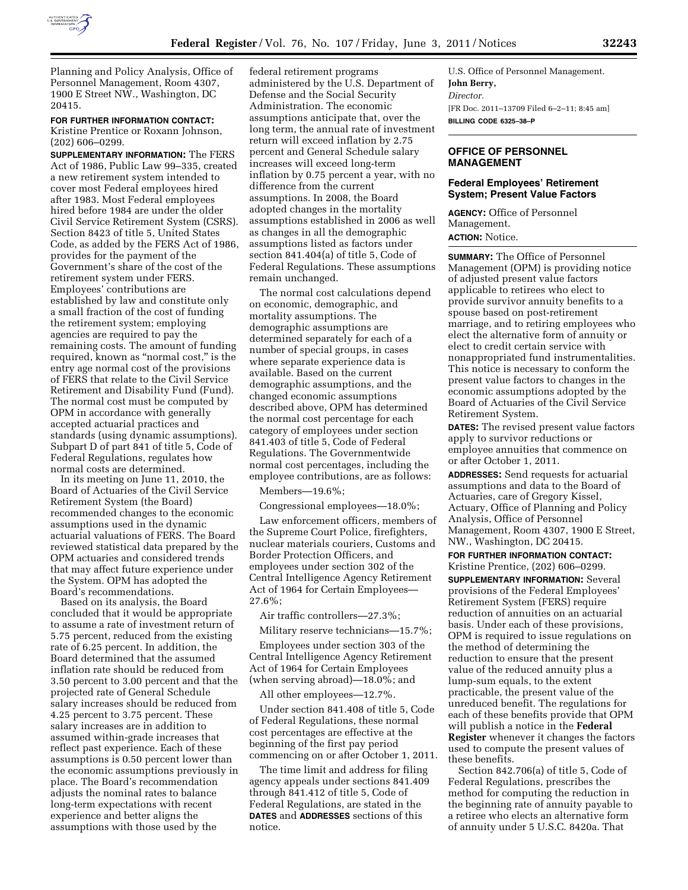Planning and Policy Analysis, Office of Personnel Management, Room 4307, 1900 E Street NW., Washington, DC 20415.

**FOR FURTHER INFORMATION CONTACT:** Kristine Prentice or Roxann Johnson, (202) 606–0299.

**SUPPLEMENTARY INFORMATION:** The FERS Act of 1986, Public Law 99–335, created a new retirement system intended to cover most Federal employees hired after 1983. Most Federal employees hired before 1984 are under the older Civil Service Retirement System (CSRS). Section 8423 of title 5, United States Code, as added by the FERS Act of 1986, provides for the payment of the Government's share of the cost of the retirement system under FERS. Employees' contributions are established by law and constitute only a small fraction of the cost of funding the retirement system; employing agencies are required to pay the remaining costs. The amount of funding required, known as "normal cost," is the entry age normal cost of the provisions of FERS that relate to the Civil Service Retirement and Disability Fund (Fund). The normal cost must be computed by OPM in accordance with generally accepted actuarial practices and standards (using dynamic assumptions). Subpart D of part 841 of title 5, Code of Federal Regulations, regulates how normal costs are determined.

In its meeting on June 11, 2010, the Board of Actuaries of the Civil Service Retirement System (the Board) recommended changes to the economic assumptions used in the dynamic actuarial valuations of FERS. The Board reviewed statistical data prepared by the OPM actuaries and considered trends that may affect future experience under the System. OPM has adopted the Board's recommendations.

Based on its analysis, the Board concluded that it would be appropriate to assume a rate of investment return of 5.75 percent, reduced from the existing rate of 6.25 percent. In addition, the Board determined that the assumed inflation rate should be reduced from 3.50 percent to 3.00 percent and that the projected rate of General Schedule salary increases should be reduced from 4.25 percent to 3.75 percent. These salary increases are in addition to assumed within-grade increases that reflect past experience. Each of these assumptions is 0.50 percent lower than the economic assumptions previously in place. The Board's recommendation adjusts the nominal rates to balance long-term expectations with recent experience and better aligns the assumptions with those used by the federal retirement programs administered by the U.S. Department of Defense and the Social Security Administration. The economic assumptions anticipate that, over the long term, the annual rate of investment return will exceed inflation by 2.75 percent and General Schedule salary increases will exceed long-term inflation by 0.75 percent a year, with no difference from the current assumptions. In 2008, the Board adopted changes in the mortality assumptions established in 2006 as well as changes in all the demographic assumptions listed as factors under section 841.404(a) of title 5, Code of Federal Regulations. These assumptions remain unchanged.

The normal cost calculations depend on economic, demographic, and mortality assumptions. The demographic assumptions are determined separately for each of a number of special groups, in cases where separate experience data is available. Based on the current demographic assumptions, and the changed economic assumptions described above, OPM has determined the normal cost percentage for each category of employees under section 841.403 of title 5, Code of Federal Regulations. The Governmentwide normal cost percentages, including the employee contributions, are as follows:

Members—19.6%;

Congressional employees—18.0%;

Law enforcement officers, members of the Supreme Court Police, firefighters, nuclear materials couriers, Customs and Border Protection Officers, and employees under section 302 of the Central Intelligence Agency Retirement Act of 1964 for Certain Employees—27.6%;

Air traffic controllers—27.3%;

Military reserve technicians—15.7%;

Employees under section 303 of the Central Intelligence Agency Retirement Act of 1964 for Certain Employees (when serving abroad)—18.0%; and

All other employees—12.7%.

Under section 841.408 of title 5, Code of Federal Regulations, these normal cost percentages are effective at the beginning of the first pay period commencing on or after October 1, 2011.

The time limit and address for filing agency appeals under sections 841.409 through 841.412 of title 5, Code of Federal Regulations, are stated in the **DATES** and **ADDRESSES** sections of this notice.

U.S. Office of Personnel Management.

**John Berry,**

*Director.*

[FR Doc. 2011–13709 Filed 6–2–11; 8:45 am]

**BILLING CODE 6325–38–P**

## OFFICE OF PERSONNEL MANAGEMENT

### Federal Employees' Retirement System; Present Value Factors

**AGENCY:** Office of Personnel Management.

**ACTION:** Notice.

**SUMMARY:** The Office of Personnel Management (OPM) is providing notice of adjusted present value factors applicable to retirees who elect to provide survivor annuity benefits to a spouse based on post-retirement marriage, and to retiring employees who elect the alternative form of annuity or elect to credit certain service with nonappropriated fund instrumentalities. This notice is necessary to conform the present value factors to changes in the economic assumptions adopted by the Board of Actuaries of the Civil Service Retirement System.

**DATES:** The revised present value factors apply to survivor reductions or employee annuities that commence on or after October 1, 2011.

**ADDRESSES:** Send requests for actuarial assumptions and data to the Board of Actuaries, care of Gregory Kissel, Actuary, Office of Planning and Policy Analysis, Office of Personnel Management, Room 4307, 1900 E Street, NW., Washington, DC 20415.

**FOR FURTHER INFORMATION CONTACT:** Kristine Prentice, (202) 606–0299.

**SUPPLEMENTARY INFORMATION:** Several provisions of the Federal Employees' Retirement System (FERS) require reduction of annuities on an actuarial basis. Under each of these provisions, OPM is required to issue regulations on the method of determining the reduction to ensure that the present value of the reduced annuity plus a lump-sum equals, to the extent practicable, the present value of the unreduced benefit. The regulations for each of these benefits provide that OPM will publish a notice in the **Federal Register** whenever it changes the factors used to compute the present values of these benefits.

Section 842.706(a) of title 5, Code of Federal Regulations, prescribes the method for computing the reduction in the beginning rate of annuity payable to a retiree who elects an alternative form of annuity under 5 U.S.C. 8420a. That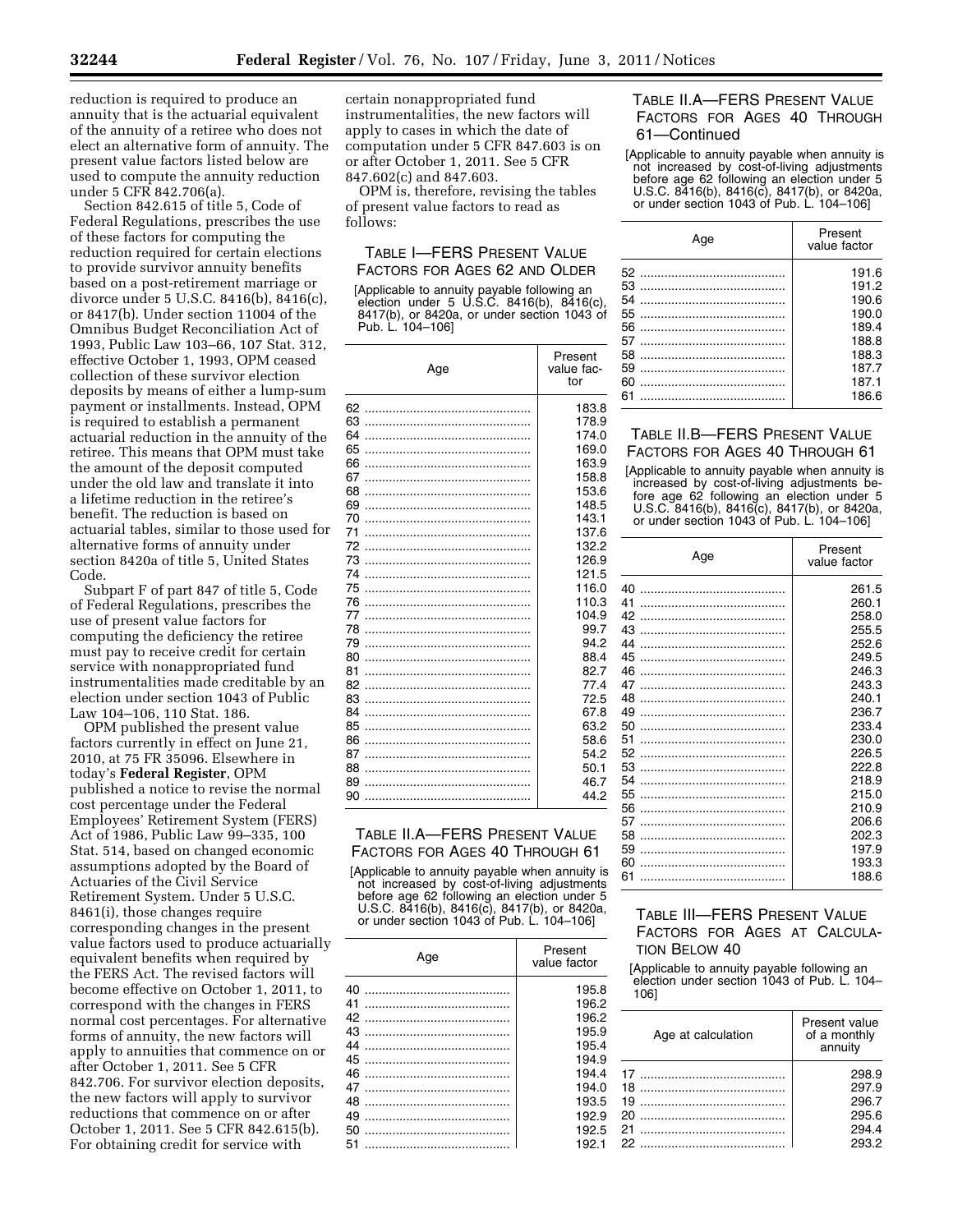reduction is required to produce an annuity that is the actuarial equivalent of the annuity of a retiree who does not elect an alternative form of annuity. The present value factors listed below are used to compute the annuity reduction under 5 CFR 842.706(a).

Section 842.615 of title 5, Code of Federal Regulations, prescribes the use of these factors for computing the reduction required for certain elections to provide survivor annuity benefits based on a post-retirement marriage or divorce under 5 U.S.C. 8416(b), 8416(c), or 8417(b). Under section 11004 of the Omnibus Budget Reconciliation Act of 1993, Public Law 103–66, 107 Stat. 312, effective October 1, 1993, OPM ceased collection of these survivor election deposits by means of either a lump-sum payment or installments. Instead, OPM is required to establish a permanent actuarial reduction in the annuity of the retiree. This means that OPM must take the amount of the deposit computed under the old law and translate it into a lifetime reduction in the retiree's benefit. The reduction is based on actuarial tables, similar to those used for alternative forms of annuity under section 8420a of title 5, United States Code.

Subpart F of part 847 of title 5, Code of Federal Regulations, prescribes the use of present value factors for computing the deficiency the retiree must pay to receive credit for certain service with nonappropriated fund instrumentalities made creditable by an election under section 1043 of Public Law 104–106, 110 Stat. 186.

OPM published the present value factors currently in effect on June 21, 2010, at 75 FR 35096. Elsewhere in today's **Federal Register**, OPM published a notice to revise the normal cost percentage under the Federal Employees' Retirement System (FERS) Act of 1986, Public Law 99–335, 100 Stat. 514, based on changed economic assumptions adopted by the Board of Actuaries of the Civil Service Retirement System. Under 5 U.S.C. 8461(i), those changes require corresponding changes in the present value factors used to produce actuarially equivalent benefits when required by the FERS Act. The revised factors will become effective on October 1, 2011, to correspond with the changes in FERS normal cost percentages. For alternative forms of annuity, the new factors will apply to annuities that commence on or after October 1, 2011. See 5 CFR 842.706. For survivor election deposits, the new factors will apply to survivor reductions that commence on or after October 1, 2011. See 5 CFR 842.615(b). For obtaining credit for service with certain nonappropriated fund instrumentalities, the new factors will apply to cases in which the date of computation under 5 CFR 847.603 is on or after October 1, 2011. See 5 CFR 847.602(c) and 847.603.

OPM is, therefore, revising the tables of present value factors to read as follows:

### Table I—FERS Present Value Factors for Ages 62 and Older

[Applicable to annuity payable following an election under 5 U.S.C. 8416(b), 8416(c), 8417(b), or 8420a, or under section 1043 of Pub. L. 104–106]

| Age | Present value factor |
|---|---|
| 62 | 183.8 |
| 63 | 178.9 |
| 64 | 174.0 |
| 65 | 169.0 |
| 66 | 163.9 |
| 67 | 158.8 |
| 68 | 153.6 |
| 69 | 148.5 |
| 70 | 143.1 |
| 71 | 137.6 |
| 72 | 132.2 |
| 73 | 126.9 |
| 74 | 121.5 |
| 75 | 116.0 |
| 76 | 110.3 |
| 77 | 104.9 |
| 78 | 99.7 |
| 79 | 94.2 |
| 80 | 88.4 |
| 81 | 82.7 |
| 82 | 77.4 |
| 83 | 72.5 |
| 84 | 67.8 |
| 85 | 63.2 |
| 86 | 58.6 |
| 87 | 54.2 |
| 88 | 50.1 |
| 89 | 46.7 |
| 90 | 44.2 |

### Table II.A—FERS Present Value Factors for Ages 40 Through 61

[Applicable to annuity payable when annuity is not increased by cost-of-living adjustments before age 62 following an election under 5 U.S.C. 8416(b), 8416(c), 8417(b), or 8420a, or under section 1043 of Pub. L. 104–106]

| Age | Present value factor |
|---|---|
| 40 | 195.8 |
| 41 | 196.2 |
| 42 | 196.2 |
| 43 | 195.9 |
| 44 | 195.4 |
| 45 | 194.9 |
| 46 | 194.4 |
| 47 | 194.0 |
| 48 | 193.5 |
| 49 | 192.9 |
| 50 | 192.5 |
| 51 | 192.1 |
| 52 | 191.6 |
| 53 | 191.2 |
| 54 | 190.6 |
| 55 | 190.0 |
| 56 | 189.4 |
| 57 | 188.8 |
| 58 | 188.3 |
| 59 | 187.7 |
| 60 | 187.1 |
| 61 | 186.6 |

### Table II.B—FERS Present Value Factors for Ages 40 Through 61

[Applicable to annuity payable when annuity is increased by cost-of-living adjustments before age 62 following an election under 5 U.S.C. 8416(b), 8416(c), 8417(b), or 8420a, or under section 1043 of Pub. L. 104–106]

| Age | Present value factor |
|---|---|
| 40 | 261.5 |
| 41 | 260.1 |
| 42 | 258.0 |
| 43 | 255.5 |
| 44 | 252.6 |
| 45 | 249.5 |
| 46 | 246.3 |
| 47 | 243.3 |
| 48 | 240.1 |
| 49 | 236.7 |
| 50 | 233.4 |
| 51 | 230.0 |
| 52 | 226.5 |
| 53 | 222.8 |
| 54 | 218.9 |
| 55 | 215.0 |
| 56 | 210.9 |
| 57 | 206.6 |
| 58 | 202.3 |
| 59 | 197.9 |
| 60 | 193.3 |
| 61 | 188.6 |

### Table III—FERS Present Value Factors for Ages at Calculation Below 40

[Applicable to annuity payable following an election under section 1043 of Pub. L. 104–106]

| Age at calculation | Present value of a monthly annuity |
|---|---|
| 17 | 298.9 |
| 18 | 297.9 |
| 19 | 296.7 |
| 20 | 295.6 |
| 21 | 294.4 |
| 22 | 293.2 |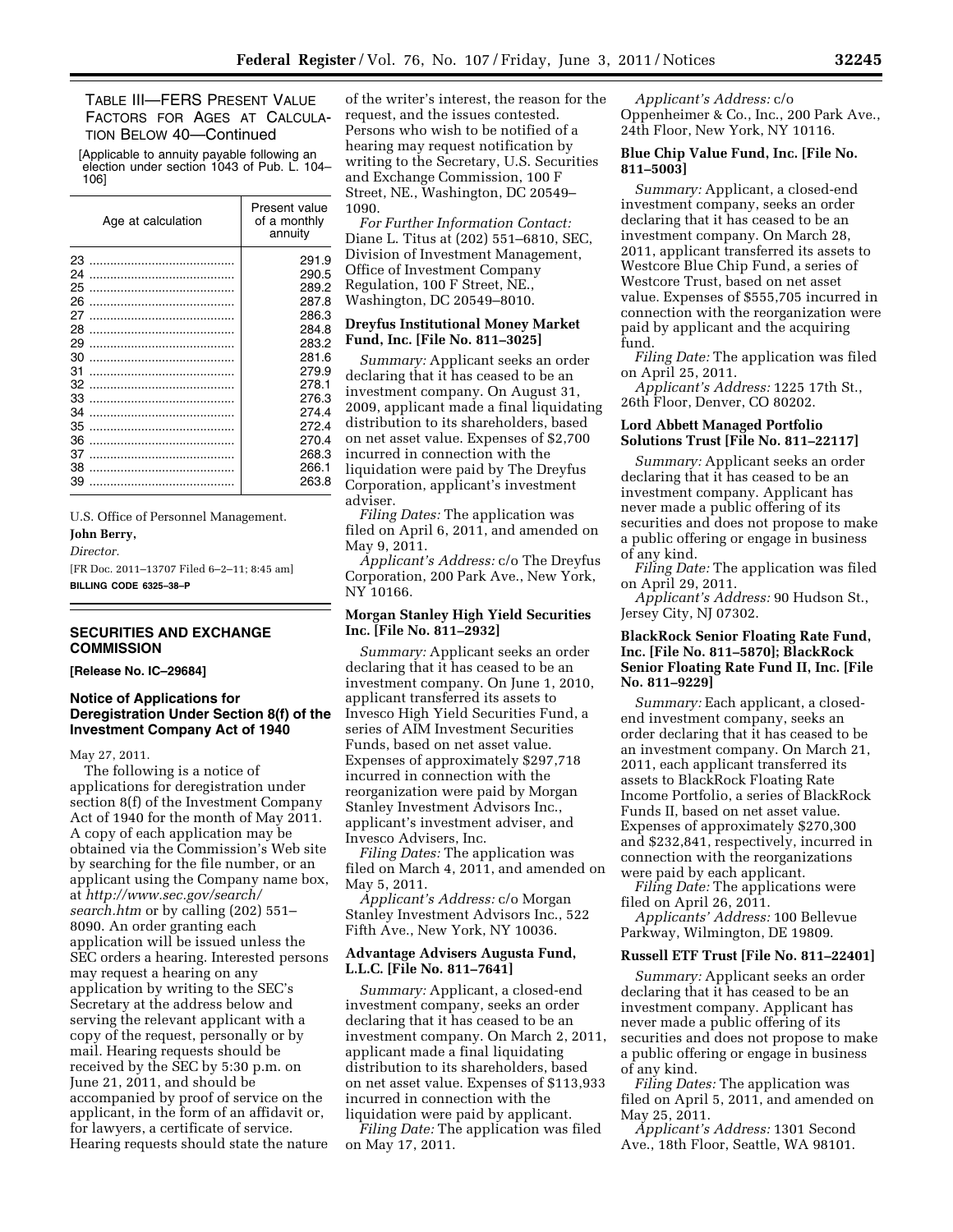TABLE III—FERS PRESENT VALUE FACTORS FOR AGES AT CALCULATION BELOW 40—Continued

[Applicable to annuity payable following an election under section 1043 of Pub. L. 104–106]

| Age at calculation | Present value of a monthly annuity |
| --- | --- |
| 23 | 291.9 |
| 24 | 290.5 |
| 25 | 289.2 |
| 26 | 287.8 |
| 27 | 286.3 |
| 28 | 284.8 |
| 29 | 283.2 |
| 30 | 281.6 |
| 31 | 279.9 |
| 32 | 278.1 |
| 33 | 276.3 |
| 34 | 274.4 |
| 35 | 272.4 |
| 36 | 270.4 |
| 37 | 268.3 |
| 38 | 266.1 |
| 39 | 263.8 |

U.S. Office of Personnel Management.

**John Berry,**

*Director.*

[FR Doc. 2011–13707 Filed 6–2–11; 8:45 am]

**BILLING CODE 6325–38–P**

## SECURITIES AND EXCHANGE COMMISSION

**[Release No. IC–29684]**

### Notice of Applications for Deregistration Under Section 8(f) of the Investment Company Act of 1940

May 27, 2011.

The following is a notice of applications for deregistration under section 8(f) of the Investment Company Act of 1940 for the month of May 2011. A copy of each application may be obtained via the Commission's Web site by searching for the file number, or an applicant using the Company name box, at *http://www.sec.gov/search/search.htm* or by calling (202) 551–8090. An order granting each application will be issued unless the SEC orders a hearing. Interested persons may request a hearing on any application by writing to the SEC's Secretary at the address below and serving the relevant applicant with a copy of the request, personally or by mail. Hearing requests should be received by the SEC by 5:30 p.m. on June 21, 2011, and should be accompanied by proof of service on the applicant, in the form of an affidavit or, for lawyers, a certificate of service. Hearing requests should state the nature of the writer's interest, the reason for the request, and the issues contested. Persons who wish to be notified of a hearing may request notification by writing to the Secretary, U.S. Securities and Exchange Commission, 100 F Street, NE., Washington, DC 20549–1090.

*For Further Information Contact:* Diane L. Titus at (202) 551–6810, SEC, Division of Investment Management, Office of Investment Company Regulation, 100 F Street, NE., Washington, DC 20549–8010.

#### Dreyfus Institutional Money Market Fund, Inc. [File No. 811–3025]

*Summary:* Applicant seeks an order declaring that it has ceased to be an investment company. On August 31, 2009, applicant made a final liquidating distribution to its shareholders, based on net asset value. Expenses of $2,700 incurred in connection with the liquidation were paid by The Dreyfus Corporation, applicant's investment adviser.

*Filing Dates:* The application was filed on April 6, 2011, and amended on May 9, 2011.

*Applicant's Address:* c/o The Dreyfus Corporation, 200 Park Ave., New York, NY 10166.

#### Morgan Stanley High Yield Securities Inc. [File No. 811–2932]

*Summary:* Applicant seeks an order declaring that it has ceased to be an investment company. On June 1, 2010, applicant transferred its assets to Invesco High Yield Securities Fund, a series of AIM Investment Securities Funds, based on net asset value. Expenses of approximately $297,718 incurred in connection with the reorganization were paid by Morgan Stanley Investment Advisors Inc., applicant's investment adviser, and Invesco Advisers, Inc.

*Filing Dates:* The application was filed on March 4, 2011, and amended on May 5, 2011.

*Applicant's Address:* c/o Morgan Stanley Investment Advisors Inc., 522 Fifth Ave., New York, NY 10036.

#### Advantage Advisers Augusta Fund, L.L.C. [File No. 811–7641]

*Summary:* Applicant, a closed-end investment company, seeks an order declaring that it has ceased to be an investment company. On March 2, 2011, applicant made a final liquidating distribution to its shareholders, based on net asset value. Expenses of $113,933 incurred in connection with the liquidation were paid by applicant.

*Filing Date:* The application was filed on May 17, 2011.

*Applicant's Address:* c/o Oppenheimer & Co., Inc., 200 Park Ave., 24th Floor, New York, NY 10116.

#### Blue Chip Value Fund, Inc. [File No. 811–5003]

*Summary:* Applicant, a closed-end investment company, seeks an order declaring that it has ceased to be an investment company. On March 28, 2011, applicant transferred its assets to Westcore Blue Chip Fund, a series of Westcore Trust, based on net asset value. Expenses of $555,705 incurred in connection with the reorganization were paid by applicant and the acquiring fund.

*Filing Date:* The application was filed on April 25, 2011.

*Applicant's Address:* 1225 17th St., 26th Floor, Denver, CO 80202.

#### Lord Abbett Managed Portfolio Solutions Trust [File No. 811–22117]

*Summary:* Applicant seeks an order declaring that it has ceased to be an investment company. Applicant has never made a public offering of its securities and does not propose to make a public offering or engage in business of any kind.

*Filing Date:* The application was filed on April 29, 2011.

*Applicant's Address:* 90 Hudson St., Jersey City, NJ 07302.

#### BlackRock Senior Floating Rate Fund, Inc. [File No. 811–5870]; BlackRock Senior Floating Rate Fund II, Inc. [File No. 811–9229]

*Summary:* Each applicant, a closed-end investment company, seeks an order declaring that it has ceased to be an investment company. On March 21, 2011, each applicant transferred its assets to BlackRock Floating Rate Income Portfolio, a series of BlackRock Funds II, based on net asset value. Expenses of approximately $270,300 and $232,841, respectively, incurred in connection with the reorganizations were paid by each applicant.

*Filing Date:* The applications were filed on April 26, 2011.

*Applicants' Address:* 100 Bellevue Parkway, Wilmington, DE 19809.

#### Russell ETF Trust [File No. 811–22401]

*Summary:* Applicant seeks an order declaring that it has ceased to be an investment company. Applicant has never made a public offering of its securities and does not propose to make a public offering or engage in business of any kind.

*Filing Dates:* The application was filed on April 5, 2011, and amended on May 25, 2011.

*Applicant's Address:* 1301 Second Ave., 18th Floor, Seattle, WA 98101.